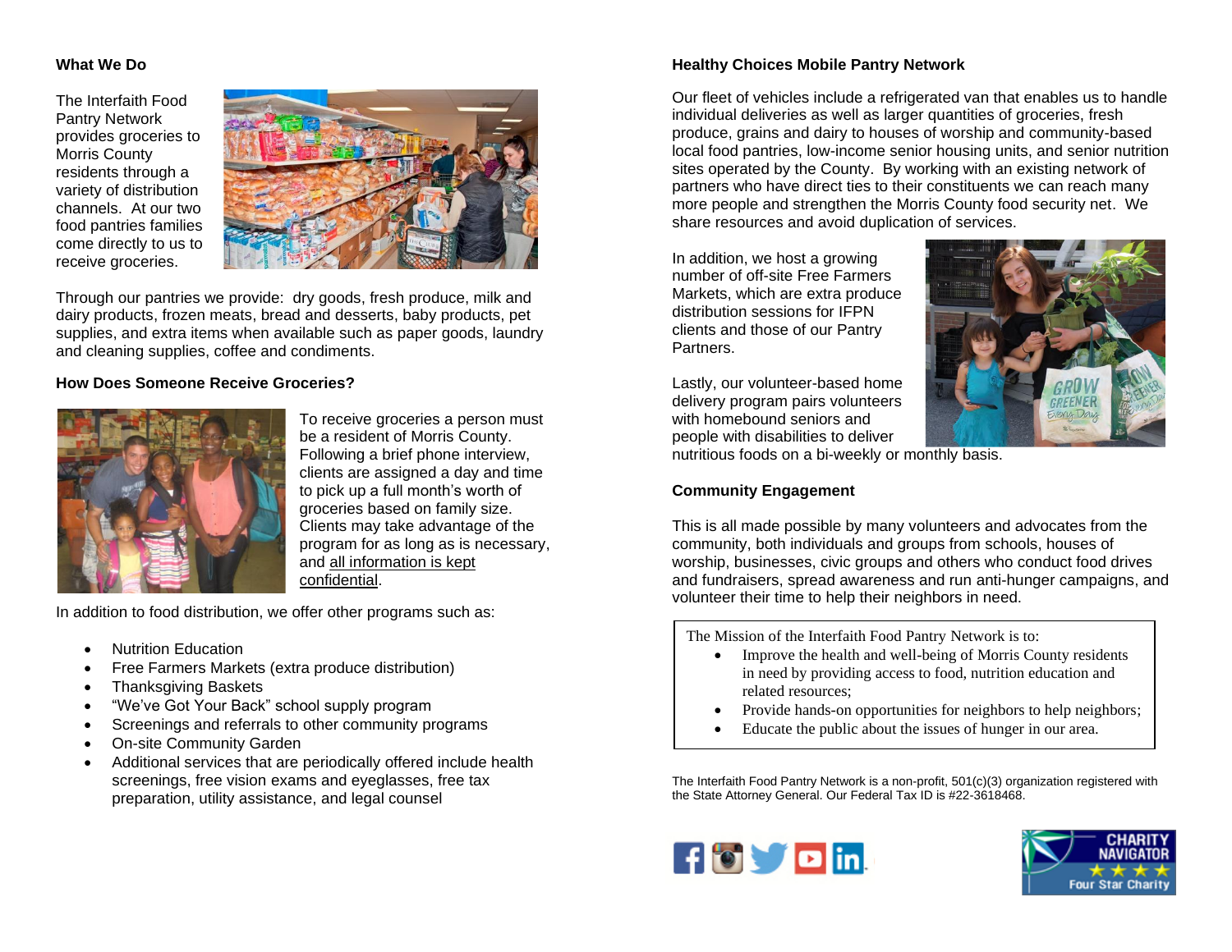### What We Do

The Interfaith Food Pantry Network provides groceries to Morris County residents through a variety of distribution channels. At our two food pantries families come directly to us to receive groceries.

Through our pantries we provide: dry goods, fresh produce, milk and dairy products, frozen meats, bread and desserts, baby products, pet supplies, and extra items when available such as paper goods, laundry and cleaning supplies, coffee and condiments.

### How Does Someone Receive Groceries?

To receive groceries a person must be a resident of Morris County. Following a brief phone interview, clients are assigned a day and time to pick up a full month's worth of groceries based on family size. Clients may take advantage of the program for as long as is necessary, and all information is kept confidential.

In addition to food distribution, we offer other programs such as:

- Nutrition Education
- Free Farmers Markets (extra produce distribution)
- Thanksgiving Baskets
- "We've Got Your Back" school supply program
- Screenings and referrals to other community programs
- On-site Community Garden
- Additional services that are periodically offered include health screenings, free vision exams and eyeglasses, free tax preparation, utility assistance, and legal counsel

### Healthy Choices Mobile Pantry Network

Our fleet of vehicles include a refrigerated van that enables us to handle individual deliveries as well as larger quantities of groceries, fresh produce, grains and dairy to houses of worship and community-based local food pantries, low-income senior housing units, and senior nutrition sites operated by the County. By working with an existing network of partners who have direct ties to their constituents we can reach many more people and strengthen the Morris County food security net. We share resources and avoid duplication of services.

In addition, we host a growing number of off-site Free Farmers Markets, which are extra produce distribution sessions for IFPN clients and those of our Pantry Partners.

Lastly, our volunteer-based home delivery program pairs volunteers with homebound seniors and people with disabilities to deliver nutritious foods on a bi-weekly or monthly basis.

### Community Engagement

This is all made possible by many volunteers and advocates from the community, both individuals and groups from schools, houses of worship, businesses, civic groups and others who conduct food drives and fundraisers, spread awareness and run anti-hunger campaigns, and volunteer their time to help their neighbors in need.

The Mission of the Interfaith Food Pantry Network is to:

- Improve the health and well-being of Morris County residents in need by providing access to food, nutrition education and related resources;
- Provide hands-on opportunities for neighbors to help neighbors;
- Educate the public about the issues of hunger in our area.

The Interfaith Food Pantry Network is a non-profit, 501(c)(3) organization registered with the State Attorney General. Our Federal Tax ID is #22-3618468.

CHARITY NAVIGATOR ★★★★ Four Star Charity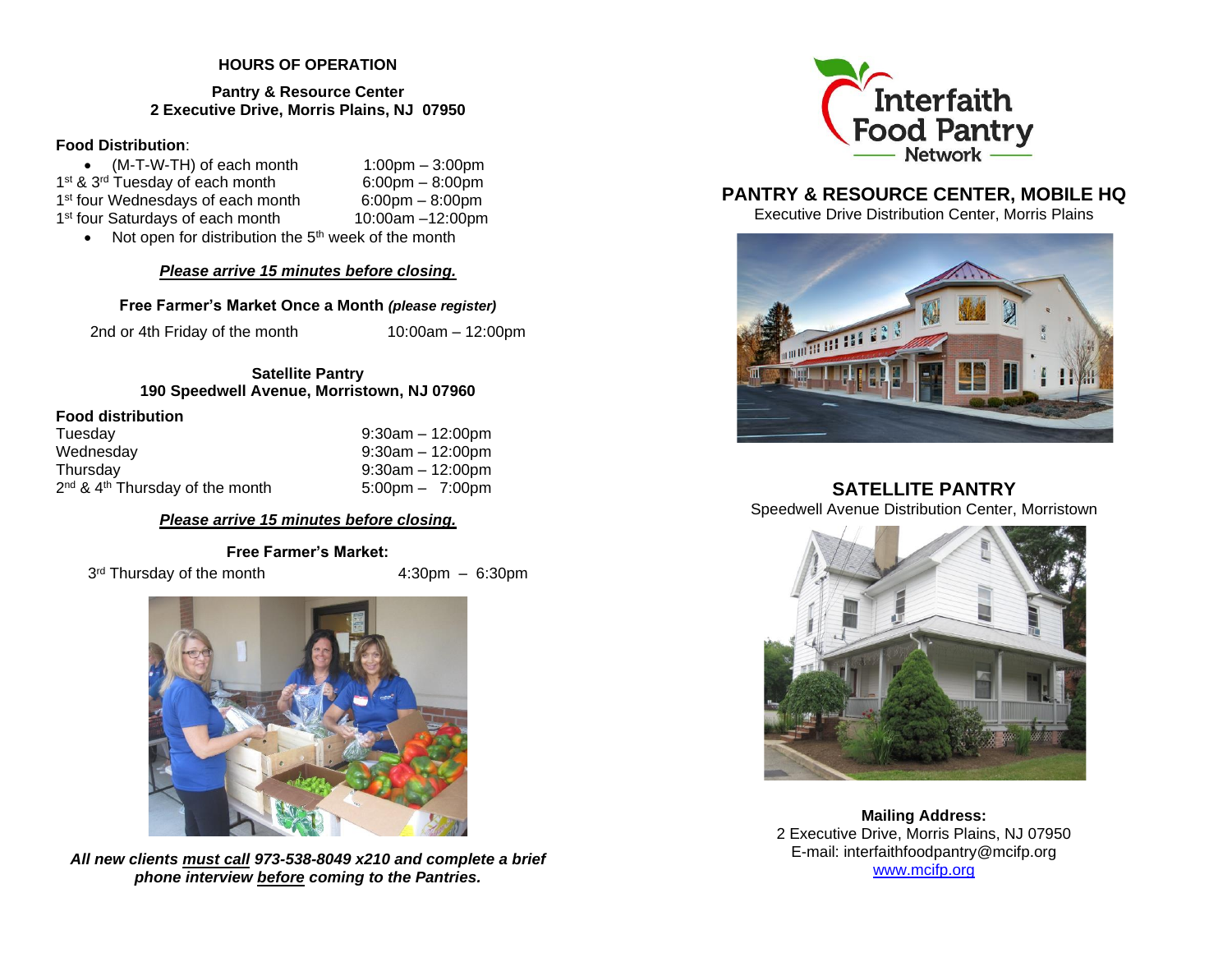**HOURS OF OPERATION**

**Pantry & Resource Center**
**2 Executive Drive, Morris Plains, NJ 07950**

**Food Distribution**:

- (M-T-W-TH) of each month — 1:00pm – 3:00pm

| | |
|---|---|
| 1st & 3rd Tuesday of each month | 6:00pm – 8:00pm |
| 1st four Wednesdays of each month | 6:00pm – 8:00pm |
| 1st four Saturdays of each month | 10:00am –12:00pm |

- Not open for distribution the 5th week of the month

***Please arrive 15 minutes before closing.***

**Free Farmer's Market Once a Month** ***(please register)***

2nd or 4th Friday of the month — 10:00am – 12:00pm

**Satellite Pantry**
**190 Speedwell Avenue, Morristown, NJ 07960**

**Food distribution**

| | |
|---|---|
| Tuesday | 9:30am – 12:00pm |
| Wednesday | 9:30am – 12:00pm |
| Thursday | 9:30am – 12:00pm |
| 2nd & 4th Thursday of the month | 5:00pm – 7:00pm |

***Please arrive 15 minutes before closing.***

**Free Farmer's Market:**

3rd Thursday of the month — 4:30pm – 6:30pm

***All new clients must call 973-538-8049 x210 and complete a brief phone interview before coming to the Pantries.***

Interfaith Food Pantry Network

## PANTRY & RESOURCE CENTER, MOBILE HQ

Executive Drive Distribution Center, Morris Plains

## SATELLITE PANTRY

Speedwell Avenue Distribution Center, Morristown

**Mailing Address:**
2 Executive Drive, Morris Plains, NJ 07950
E-mail: interfaithfoodpantry@mcifp.org
www.mcifp.org